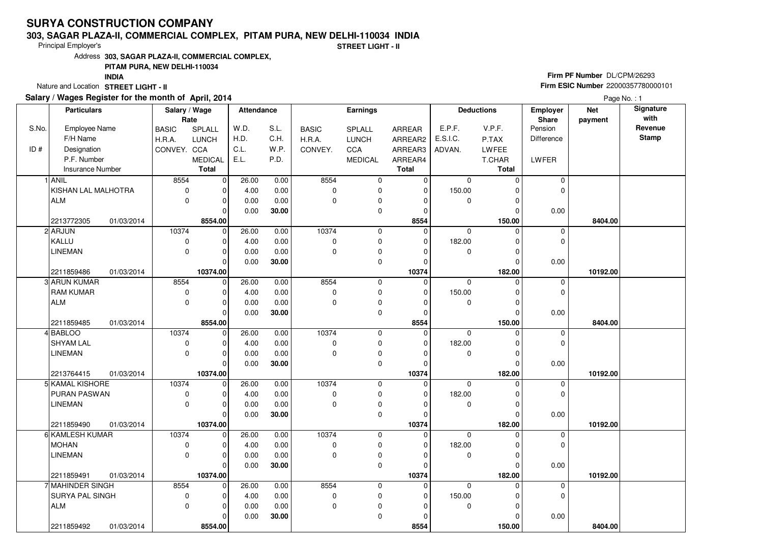# SURYA CONSTRUCTION COMPANY

**303, SAGAR PLAZA-II, COMMERCIAL COMPLEX, PITAM PURA, NEW DELHI-110034 INDIA**

Principal Employer's **STREET LIGHT - II**

Address **303, SAGAR PLAZA-II, COMMERCIAL COMPLEX, PITAM PURA, NEW DELHI-110034 INDIA**

Nature and Location **STREET LIGHT - II**

**Firm PF Number** DL/CPM/26293

**Firm ESIC Number** 22000357780000101

**Salary / Wages Register for the month of April, 2014**

Page No. : 1

| S.No. / ID # | Particulars: Employee Name / F/H Name / Designation / P.F. Number / Insurance Number | Salary / Wage Rate: BASIC / H.R.A. / CONVEY. | Salary / Wage Rate: SPLALL / LUNCH / CCA / MEDICAL / Total | Attendance: W.D. / H.D. / C.L. / E.L. | Attendance: S.L. / C.H. / W.P. / P.D. | Earnings: BASIC / H.R.A. / CONVEY. | Earnings: SPLALL / LUNCH / CCA / MEDICAL | Earnings: ARREAR / ARREAR2 / ARREAR3 / ARREAR4 / Total | Deductions: E.P.F. / E.S.I.C. / ADVAN. | Deductions: V.P.F. / P.TAX / LWFEE / T.CHAR / Total | Employer Share: Pension / Difference / LWFER | Net payment | Signature with Revenue Stamp |
|---|---|---|---|---|---|---|---|---|---|---|---|---|---|
| 1 | ANIL | 8554 | 0 | 26.00 | 0.00 | 8554 | 0 | 0 | 0 | 0 | 0 | | |
| | KISHAN LAL MALHOTRA | 0 | 0 | 4.00 | 0.00 | 0 | 0 | 0 | 150.00 | 0 | 0 | | |
| | ALM | 0 | 0 | 0.00 | 0.00 | 0 | 0 | 0 | 0 | 0 | | | |
| | | | 0 | 0.00 | 30.00 | | 0 | 0 | | 0 | 0.00 | | |
| | 2213772305 01/03/2014 | | **8554.00** | | | | | **8554** | | **150.00** | | **8404.00** | |
| 2 | ARJUN | 10374 | 0 | 26.00 | 0.00 | 10374 | 0 | 0 | 0 | 0 | 0 | | |
| | KALLU | 0 | 0 | 4.00 | 0.00 | 0 | 0 | 0 | 182.00 | 0 | 0 | | |
| | LINEMAN | 0 | 0 | 0.00 | 0.00 | 0 | 0 | 0 | 0 | 0 | | | |
| | | | 0 | 0.00 | 30.00 | | 0 | 0 | | 0 | 0.00 | | |
| | 2211859486 01/03/2014 | | **10374.00** | | | | | **10374** | | **182.00** | | **10192.00** | |
| 3 | ARUN KUMAR | 8554 | 0 | 26.00 | 0.00 | 8554 | 0 | 0 | 0 | 0 | 0 | | |
| | RAM KUMAR | 0 | 0 | 4.00 | 0.00 | 0 | 0 | 0 | 150.00 | 0 | 0 | | |
| | ALM | 0 | 0 | 0.00 | 0.00 | 0 | 0 | 0 | 0 | 0 | | | |
| | | | 0 | 0.00 | 30.00 | | 0 | 0 | | 0 | 0.00 | | |
| | 2211859485 01/03/2014 | | **8554.00** | | | | | **8554** | | **150.00** | | **8404.00** | |
| 4 | BABLOO | 10374 | 0 | 26.00 | 0.00 | 10374 | 0 | 0 | 0 | 0 | 0 | | |
| | SHYAM LAL | 0 | 0 | 4.00 | 0.00 | 0 | 0 | 0 | 182.00 | 0 | 0 | | |
| | LINEMAN | 0 | 0 | 0.00 | 0.00 | 0 | 0 | 0 | 0 | 0 | | | |
| | | | 0 | 0.00 | 30.00 | | 0 | 0 | | 0 | 0.00 | | |
| | 2213764415 01/03/2014 | | **10374.00** | | | | | **10374** | | **182.00** | | **10192.00** | |
| 5 | KAMAL KISHORE | 10374 | 0 | 26.00 | 0.00 | 10374 | 0 | 0 | 0 | 0 | 0 | | |
| | PURAN PASWAN | 0 | 0 | 4.00 | 0.00 | 0 | 0 | 0 | 182.00 | 0 | 0 | | |
| | LINEMAN | 0 | 0 | 0.00 | 0.00 | 0 | 0 | 0 | 0 | 0 | | | |
| | | | 0 | 0.00 | 30.00 | | 0 | 0 | | 0 | 0.00 | | |
| | 2211859490 01/03/2014 | | **10374.00** | | | | | **10374** | | **182.00** | | **10192.00** | |
| 6 | KAMLESH KUMAR | 10374 | 0 | 26.00 | 0.00 | 10374 | 0 | 0 | 0 | 0 | 0 | | |
| | MOHAN | 0 | 0 | 4.00 | 0.00 | 0 | 0 | 0 | 182.00 | 0 | 0 | | |
| | LINEMAN | 0 | 0 | 0.00 | 0.00 | 0 | 0 | 0 | 0 | 0 | | | |
| | | | 0 | 0.00 | 30.00 | | 0 | 0 | | 0 | 0.00 | | |
| | 2211859491 01/03/2014 | | **10374.00** | | | | | **10374** | | **182.00** | | **10192.00** | |
| 7 | MAHINDER SINGH | 8554 | 0 | 26.00 | 0.00 | 8554 | 0 | 0 | 0 | 0 | 0 | | |
| | SURYA PAL SINGH | 0 | 0 | 4.00 | 0.00 | 0 | 0 | 0 | 150.00 | 0 | 0 | | |
| | ALM | 0 | 0 | 0.00 | 0.00 | 0 | 0 | 0 | 0 | 0 | | | |
| | | | 0 | 0.00 | 30.00 | | 0 | 0 | | 0 | 0.00 | | |
| | 2211859492 01/03/2014 | | **8554.00** | | | | | **8554** | | **150.00** | | **8404.00** | |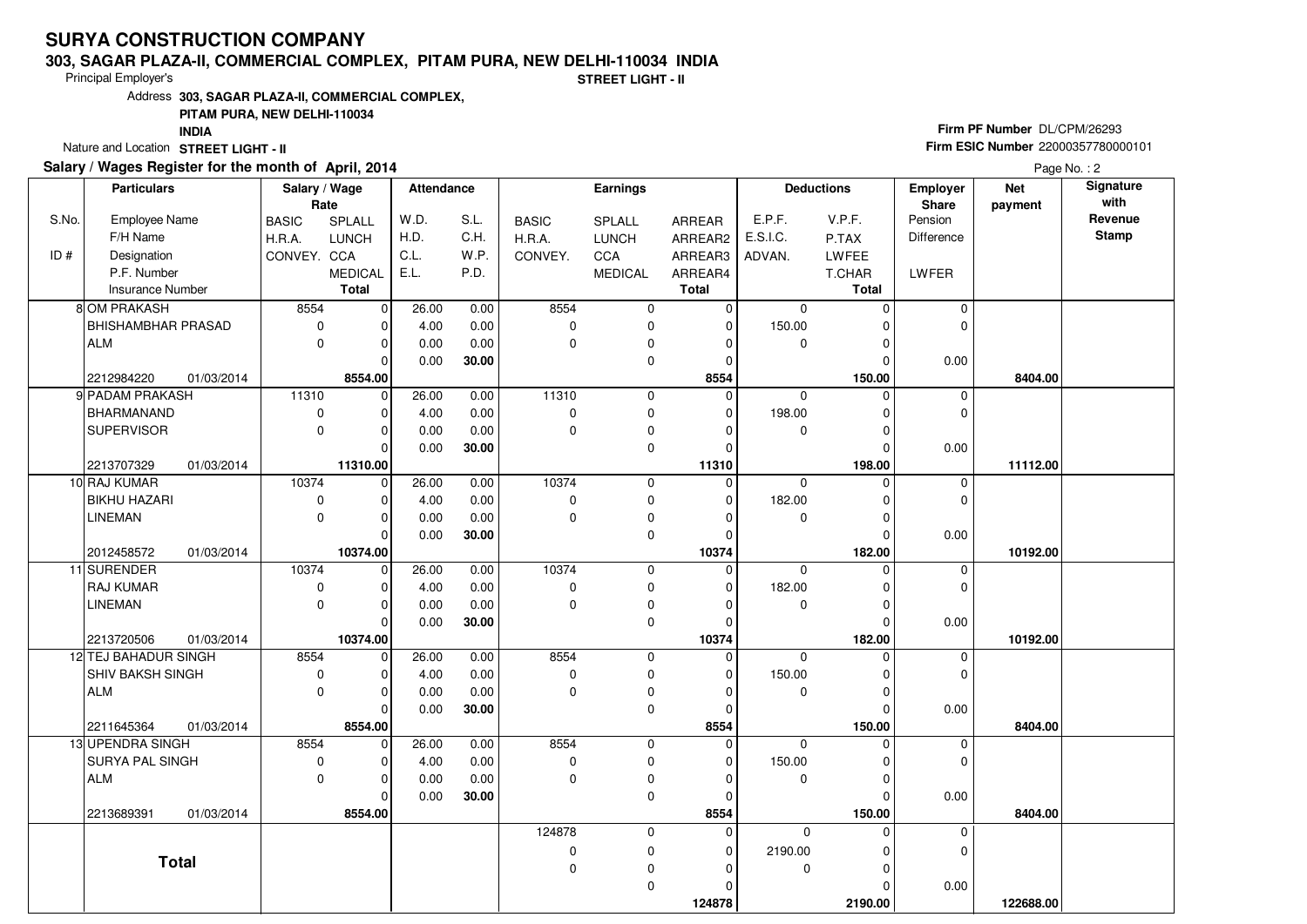# SURYA CONSTRUCTION COMPANY

**303, SAGAR PLAZA-II, COMMERCIAL COMPLEX, PITAM PURA, NEW DELHI-110034 INDIA**

Principal Employer's **STREET LIGHT - II**

Address **303, SAGAR PLAZA-II, COMMERCIAL COMPLEX, PITAM PURA, NEW DELHI-110034 INDIA**

Nature and Location **STREET LIGHT - II**

**Firm PF Number** DL/CPM/26293

**Firm ESIC Number** 22000357780000101

**Salary / Wages Register for the month of April, 2014**

Page No. : 2

| S.No. / ID # | Particulars: Employee Name / F/H Name / Designation / P.F. Number / Insurance Number | Salary / Wage Rate: BASIC / H.R.A. / CONVEY. | Salary / Wage Rate: SPLALL / LUNCH / CCA / MEDICAL / Total | Attendance: W.D. / H.D. / C.L. / E.L. | Attendance: S.L. / C.H. / W.P. / P.D. | Earnings: BASIC / H.R.A. / CONVEY. | Earnings: SPLALL / LUNCH / CCA / MEDICAL | Earnings: ARREAR / ARREAR2 / ARREAR3 / ARREAR4 / Total | Deductions: E.P.F. / E.S.I.C. / ADVAN. | Deductions: V.P.F. / P.TAX / LWFEE / T.CHAR / Total | Employer Share: Pension / Difference / LWFER | Net payment | Signature with Revenue Stamp |
|---|---|---|---|---|---|---|---|---|---|---|---|---|---|
| 8 | OM PRAKASH / BHISHAMBHAR PRASAD / ALM / 2212984220 01/03/2014 | 8554 / 0 / 0 | 0 / 0 / 0 / 0 / **8554.00** | 26.00 / 4.00 / 0.00 / 0.00 | 0.00 / 0.00 / 0.00 / **30.00** | 8554 / 0 / 0 | 0 / 0 / 0 / 0 | 0 / 0 / 0 / 0 / **8554** | 0 / 150.00 / 0 | 0 / 0 / 0 / 0 / **150.00** | 0 / 0 / 0.00 | **8404.00** | |
| 9 | PADAM PRAKASH / BHARMANAND / SUPERVISOR / 2213707329 01/03/2014 | 11310 / 0 / 0 | 0 / 0 / 0 / 0 / **11310.00** | 26.00 / 4.00 / 0.00 / 0.00 | 0.00 / 0.00 / 0.00 / **30.00** | 11310 / 0 / 0 | 0 / 0 / 0 / 0 | 0 / 0 / 0 / 0 / **11310** | 0 / 198.00 / 0 | 0 / 0 / 0 / 0 / **198.00** | 0 / 0 / 0.00 | **11112.00** | |
| 10 | RAJ KUMAR / BIKHU HAZARI / LINEMAN / 2012458572 01/03/2014 | 10374 / 0 / 0 | 0 / 0 / 0 / 0 / **10374.00** | 26.00 / 4.00 / 0.00 / 0.00 | 0.00 / 0.00 / 0.00 / **30.00** | 10374 / 0 / 0 | 0 / 0 / 0 / 0 | 0 / 0 / 0 / 0 / **10374** | 0 / 182.00 / 0 | 0 / 0 / 0 / 0 / **182.00** | 0 / 0 / 0.00 | **10192.00** | |
| 11 | SURENDER / RAJ KUMAR / LINEMAN / 2213720506 01/03/2014 | 10374 / 0 / 0 | 0 / 0 / 0 / 0 / **10374.00** | 26.00 / 4.00 / 0.00 / 0.00 | 0.00 / 0.00 / 0.00 / **30.00** | 10374 / 0 / 0 | 0 / 0 / 0 / 0 | 0 / 0 / 0 / 0 / **10374** | 0 / 182.00 / 0 | 0 / 0 / 0 / 0 / **182.00** | 0 / 0 / 0.00 | **10192.00** | |
| 12 | TEJ BAHADUR SINGH / SHIV BAKSH SINGH / ALM / 2211645364 01/03/2014 | 8554 / 0 / 0 | 0 / 0 / 0 / 0 / **8554.00** | 26.00 / 4.00 / 0.00 / 0.00 | 0.00 / 0.00 / 0.00 / **30.00** | 8554 / 0 / 0 | 0 / 0 / 0 / 0 | 0 / 0 / 0 / 0 / **8554** | 0 / 150.00 / 0 | 0 / 0 / 0 / 0 / **150.00** | 0 / 0 / 0.00 | **8404.00** | |
| 13 | UPENDRA SINGH / SURYA PAL SINGH / ALM / 2213689391 01/03/2014 | 8554 / 0 / 0 | 0 / 0 / 0 / 0 / **8554.00** | 26.00 / 4.00 / 0.00 / 0.00 | 0.00 / 0.00 / 0.00 / **30.00** | 8554 / 0 / 0 | 0 / 0 / 0 / 0 | 0 / 0 / 0 / 0 / **8554** | 0 / 150.00 / 0 | 0 / 0 / 0 / 0 / **150.00** | 0 / 0 / 0.00 | **8404.00** | |
| | **Total** | | | | | 124878 / 0 / 0 | 0 / 0 / 0 / 0 | 0 / 0 / 0 / 0 / **124878** | 0 / 2190.00 / 0 | 0 / 0 / 0 / 0 / **2190.00** | 0 / 0 / 0.00 | **122688.00** | |